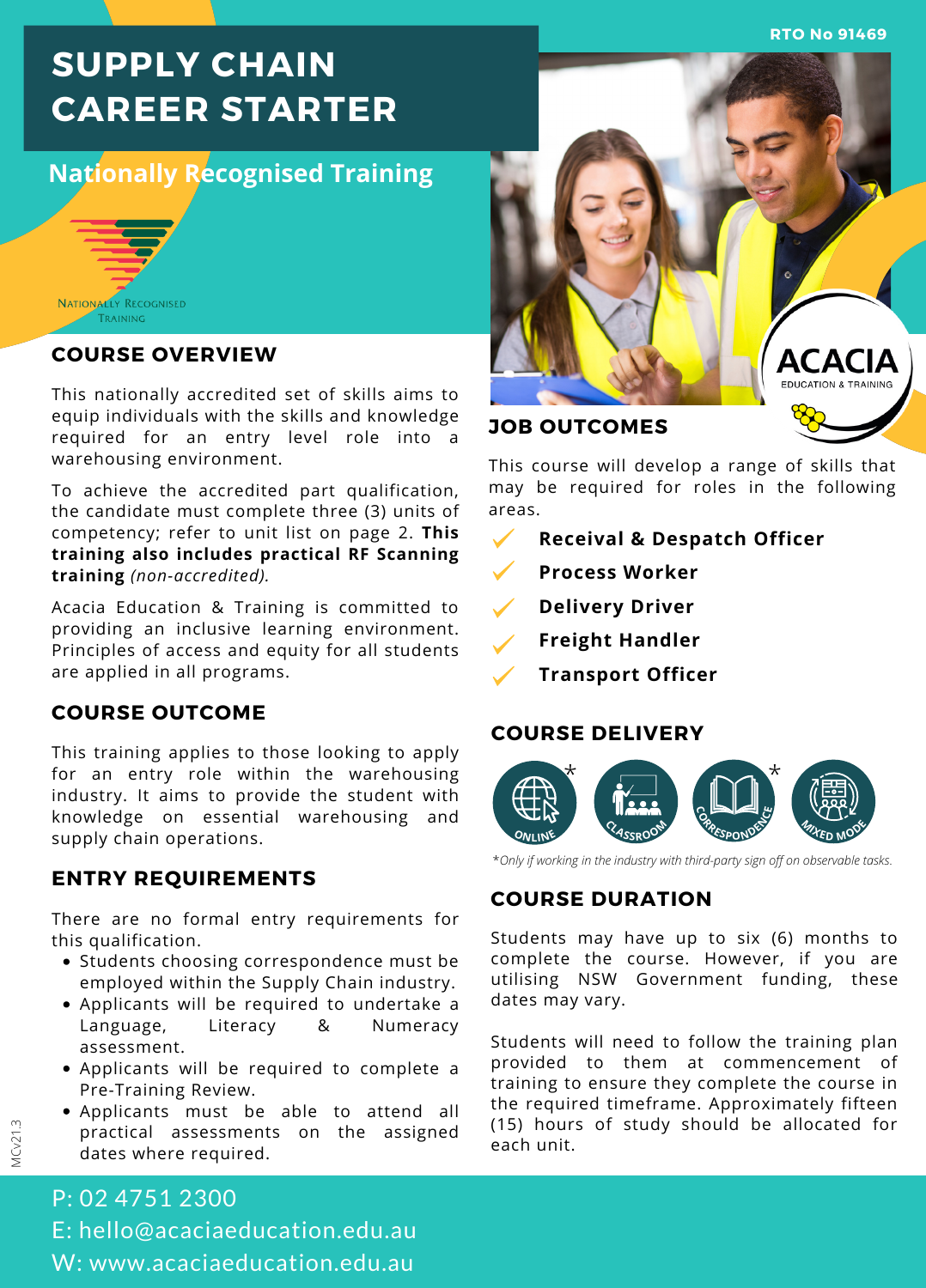RTO No 91469

# SUPPLY CHAIN CAREER STARTER

## Nationally Recognised Training

NATIONALLY RECOGNISED TRAINING

## COURSE OVERVIEW

This nationally accredited set of skills aims to equip individuals with the skills and knowledge required for an entry level role into a warehousing environment.

To achieve the accredited part qualification, the candidate must complete three (3) units of competency; refer to unit list on page 2. **This training also includes practical RF Scanning training** *(non-accredited).*

Acacia Education & Training is committed to providing an inclusive learning environment. Principles of access and equity for all students are applied in all programs.

## COURSE OUTCOME

This training applies to those looking to apply for an entry level role within the warehousing industry. It aims to provide the student with knowledge on essential warehousing and supply chain operations.

## ENTRY REQUIREMENTS

There are no formal entry requirements for this qualification.

- Students choosing correspondence must be employed within the Supply Chain industry.
- Applicants will be required to undertake a Language, Literacy & Numeracy assessment.
- Applicants will be required to complete a Pre-Training Review.
- Applicants must be able to attend all practical assessments on the assigned dates where required.

ACACIA EDUCATION & TRAINING

## JOB OUTCOMES

This course will develop a range of skills that may be required for roles in the following areas.

- ✓ **Receival & Despatch Officer**
- ✓ **Process Worker**
- ✓ **Delivery Driver**
- ✓ **Freight Handler**
- ✓ **Transport Officer**

## COURSE DELIVERY

ONLINE* | CLASSROOM | CORRESPONDENCE* | MIXED MODE

*\*Only if working in the industry with third-party sign off on observable tasks.*

## COURSE DURATION

Students may have up to six (6) months to complete the course. However, if you are utilising NSW Government funding, these dates may vary.

Students will need to follow the training plan provided to them at commencement of training to ensure they complete the course in the required timeframe. Approximately fifteen (15) hours of study should be allocated for each unit.

P: 02 4751 2300
E: hello@acaciaeducation.edu.au
W: www.acaciaeducation.edu.au

MCv21.3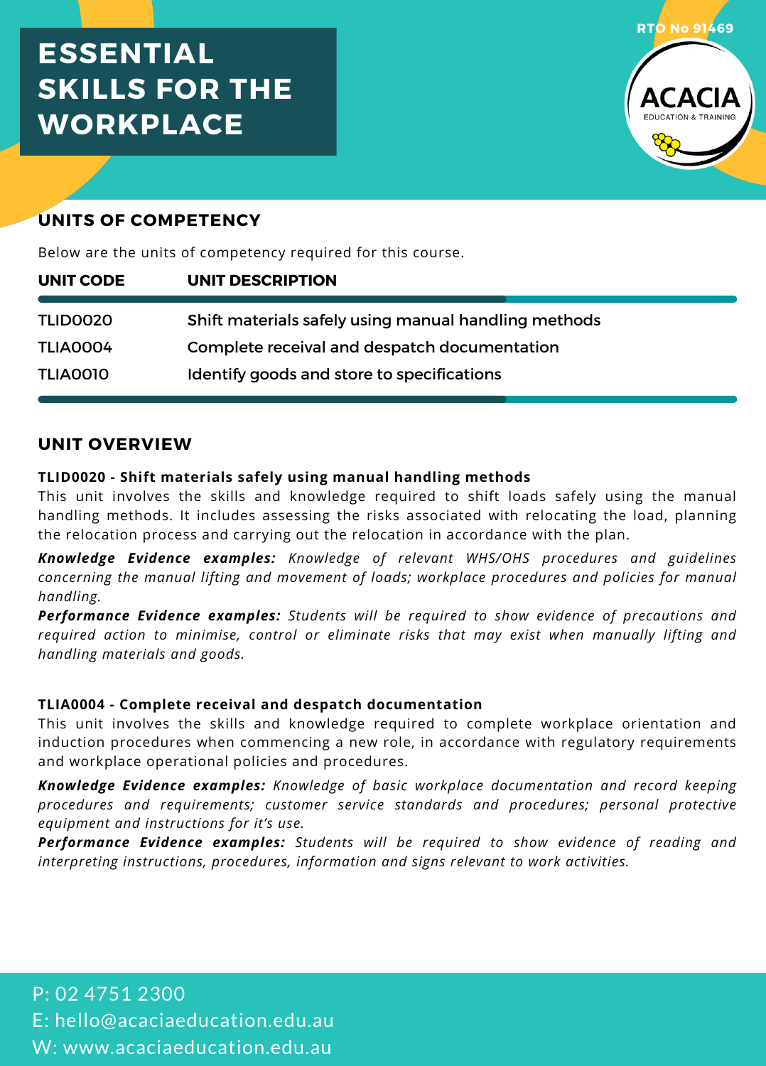# ESSENTIAL SKILLS FOR THE WORKPLACE

RTO No 91469

## UNITS OF COMPETENCY

Below are the units of competency required for this course.

| UNIT CODE | UNIT DESCRIPTION |
|---|---|
| TLID0020 | Shift materials safely using manual handling methods |
| TLIA0004 | Complete receival and despatch documentation |
| TLIA0010 | Identify goods and store to specifications |

## UNIT OVERVIEW

**TLID0020 - Shift materials safely using manual handling methods**
This unit involves the skills and knowledge required to shift loads safely using the manual handling methods. It includes assessing the risks associated with relocating the load, planning the relocation process and carrying out the relocation in accordance with the plan.

***Knowledge Evidence examples:*** *Knowledge of relevant WHS/OHS procedures and guidelines concerning the manual lifting and movement of loads; workplace procedures and policies for manual handling.*
***Performance Evidence examples:*** *Students will be required to show evidence of precautions and required action to minimise, control or eliminate risks that may exist when manually lifting and handling materials and goods.*

**TLIA0004 - Complete receival and despatch documentation**
This unit involves the skills and knowledge required to complete workplace orientation and induction procedures when commencing a new role, in accordance with regulatory requirements and workplace operational policies and procedures.

***Knowledge Evidence examples:*** *Knowledge of basic workplace documentation and record keeping procedures and requirements; customer service standards and procedures; personal protective equipment and instructions for it's use.*
***Performance Evidence examples:*** *Students will be required to show evidence of reading and interpreting instructions, procedures, information and signs relevant to work activities.*

P: 02 4751 2300
E: hello@acaciaeducation.edu.au
W: www.acaciaeducation.edu.au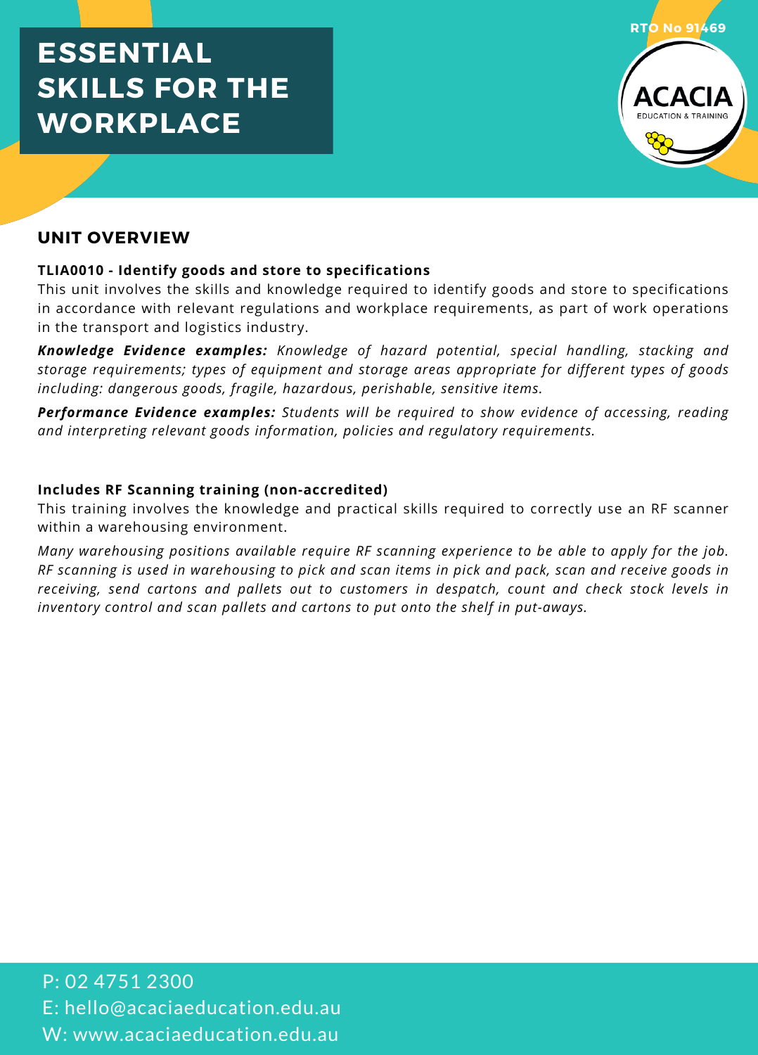# ESSENTIAL SKILLS FOR THE WORKPLACE

RTO No 91469

ACACIA
EDUCATION & TRAINING

## UNIT OVERVIEW

**TLIA0010 - Identify goods and store to specifications**

This unit involves the skills and knowledge required to identify goods and store to specifications in accordance with relevant regulations and workplace requirements, as part of work operations in the transport and logistics industry.

***Knowledge Evidence examples:*** *Knowledge of hazard potential, special handling, stacking and storage requirements; types of equipment and storage areas appropriate for different types of goods including: dangerous goods, fragile, hazardous, perishable, sensitive items.*

***Performance Evidence examples:*** *Students will be required to show evidence of accessing, reading and interpreting relevant goods information, policies and regulatory requirements.*

**Includes RF Scanning training (non-accredited)**

This training involves the knowledge and practical skills required to correctly use an RF scanner within a warehousing environment.

*Many warehousing positions available require RF scanning experience to be able to apply for the job. RF scanning is used in warehousing to pick and scan items in pick and pack, scan and receive goods in receiving, send cartons and pallets out to customers in despatch, count and check stock levels in inventory control and scan pallets and cartons to put onto the shelf in put-aways.*

P: 02 4751 2300
E: hello@acaciaeducation.edu.au
W: www.acaciaeducation.edu.au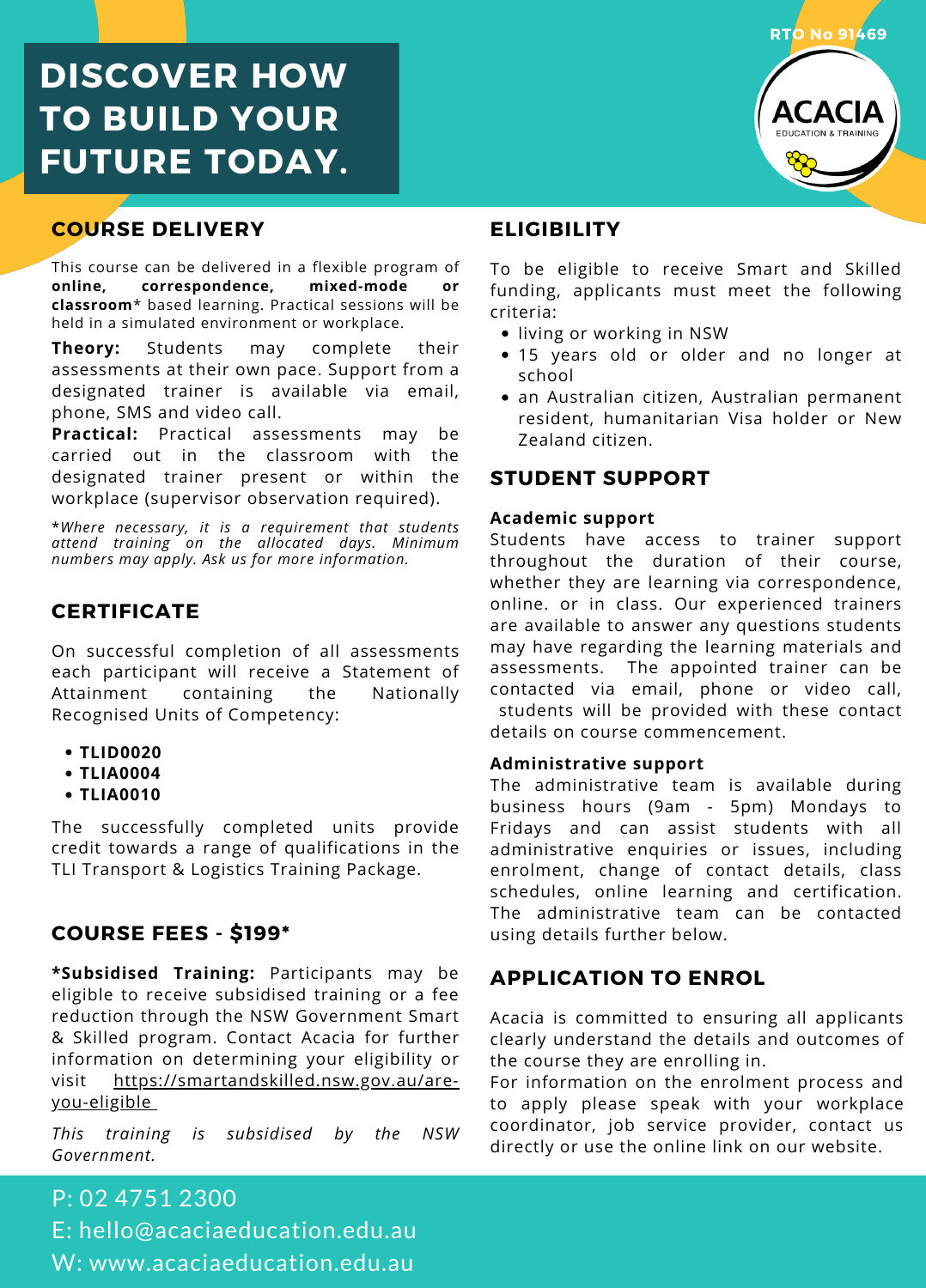# DISCOVER HOW TO BUILD YOUR FUTURE TODAY.

RTO No 91469

ACACIA EDUCATION & TRAINING

## COURSE DELIVERY

This course can be delivered in a flexible program of **online, correspondence, mixed-mode or classroom*** based learning. Practical sessions will be held in a simulated environment or workplace.

**Theory:** Students may complete their assessments at their own pace. Support from a designated trainer is available via email, phone, SMS and video call.

**Practical:** Practical assessments may be carried out in the classroom with the designated trainer present or within the workplace (supervisor observation required).

**Where necessary, it is a requirement that students attend training on the allocated days. Minimum numbers may apply. Ask us for more information.*

## CERTIFICATE

On successful completion of all assessments each participant will receive a Statement of Attainment containing the Nationally Recognised Units of Competency:

- **TLID0020**
- **TLIA0004**
- **TLIA0010**

The successfully completed units provide credit towards a range of qualifications in the TLI Transport & Logistics Training Package.

## COURSE FEES - $199*

***Subsidised Training:** Participants may be eligible to receive subsidised training or a fee reduction through the NSW Government Smart & Skilled program. Contact Acacia for further information on determining your eligibility or visit https://smartandskilled.nsw.gov.au/are-you-eligible

*This training is subsidised by the NSW Government.*

## ELIGIBILITY

To be eligible to receive Smart and Skilled funding, applicants must meet the following criteria:

- living or working in NSW
- 15 years old or older and no longer at school
- an Australian citizen, Australian permanent resident, humanitarian Visa holder or New Zealand citizen.

## STUDENT SUPPORT

### Academic support

Students have access to trainer support throughout the duration of their course, whether they are learning via correspondence, online. or in class. Our experienced trainers are available to answer any questions students may have regarding the learning materials and assessments. The appointed trainer can be contacted via email, phone or video call, students will be provided with these contact details on course commencement.

### Administrative support

The administrative team is available during business hours (9am - 5pm) Mondays to Fridays and can assist students with all administrative enquiries or issues, including enrolment, change of contact details, class schedules, online learning and certification. The administrative team can be contacted using details further below.

## APPLICATION TO ENROL

Acacia is committed to ensuring all applicants clearly understand the details and outcomes of the course they are enrolling in.

For information on the enrolment process and to apply please speak with your workplace coordinator, job service provider, contact us directly or use the online link on our website.

P: 02 4751 2300
E: hello@acaciaeducation.edu.au
W: www.acaciaeducation.edu.au